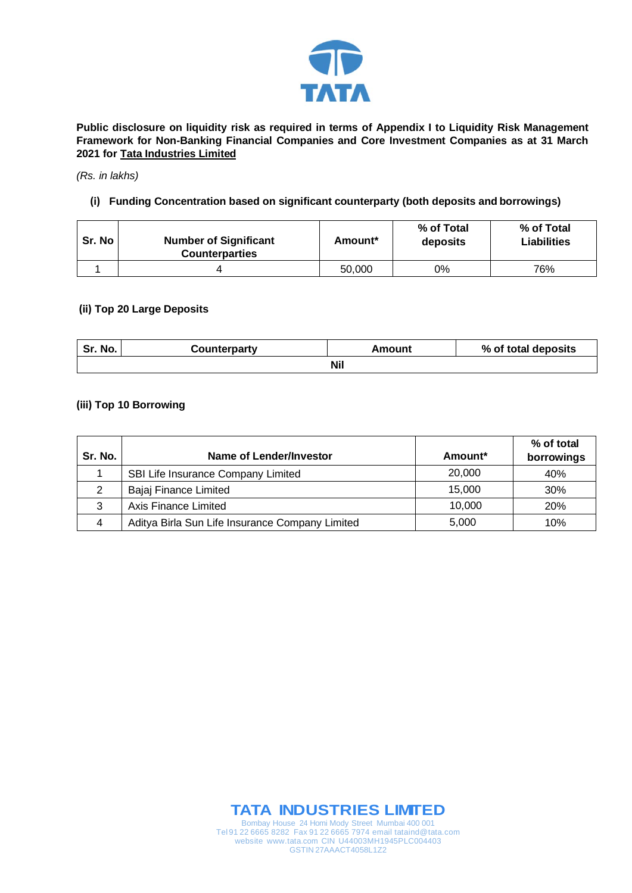**Public disclosure on liquidity risk as required in terms of Appendix I to Liquidity Risk Management Framework for Non-Banking Financial Companies and Core Investment Companies as at 31 March 2021 for Tata Industries Limited**

*(Rs. in lakhs)*

**(i) Funding Concentration based on significant counterparty (both deposits and borrowings)**

| Sr. No | Number of Significant Counterparties | Amount* | % of Total deposits | % of Total Liabilities |
|---|---|---|---|---|
| 1 | 4 | 50,000 | 0% | 76% |

**(ii) Top 20 Large Deposits**

| Sr. No. | Counterparty | Amount | % of total deposits |
|---|---|---|---|
| Nil | | | |

**(iii) Top 10 Borrowing**

| Sr. No. | Name of Lender/Investor | Amount* | % of total borrowings |
|---|---|---|---|
| 1 | SBI Life Insurance Company Limited | 20,000 | 40% |
| 2 | Bajaj Finance Limited | 15,000 | 30% |
| 3 | Axis Finance Limited | 10,000 | 20% |
| 4 | Aditya Birla Sun Life Insurance Company Limited | 5,000 | 10% |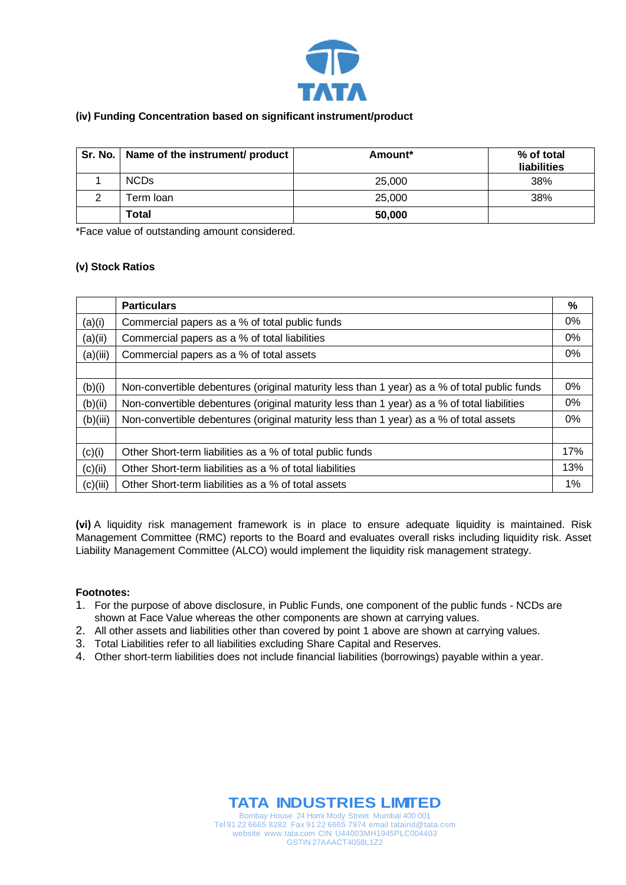**(iv) Funding Concentration based on significant instrument/product**

| Sr. No. | Name of the instrument/ product | Amount* | % of total liabilities |
|---|---|---|---|
| 1 | NCDs | 25,000 | 38% |
| 2 | Term loan | 25,000 | 38% |
| | **Total** | **50,000** | |

*Face value of outstanding amount considered.

**(v) Stock Ratios**

| | Particulars | % |
|---|---|---|
| (a)(i) | Commercial papers as a % of total public funds | 0% |
| (a)(ii) | Commercial papers as a % of total liabilities | 0% |
| (a)(iii) | Commercial papers as a % of total assets | 0% |
| | | |
| (b)(i) | Non-convertible debentures (original maturity less than 1 year) as a % of total public funds | 0% |
| (b)(ii) | Non-convertible debentures (original maturity less than 1 year) as a % of total liabilities | 0% |
| (b)(iii) | Non-convertible debentures (original maturity less than 1 year) as a % of total assets | 0% |
| | | |
| (c)(i) | Other Short-term liabilities as a % of total public funds | 17% |
| (c)(ii) | Other Short-term liabilities as a % of total liabilities | 13% |
| (c)(iii) | Other Short-term liabilities as a % of total assets | 1% |

**(vi)** A liquidity risk management framework is in place to ensure adequate liquidity is maintained. Risk Management Committee (RMC) reports to the Board and evaluates overall risks including liquidity risk. Asset Liability Management Committee (ALCO) would implement the liquidity risk management strategy.

**Footnotes:**

1. For the purpose of above disclosure, in Public Funds, one component of the public funds - NCDs are shown at Face Value whereas the other components are shown at carrying values.
2. All other assets and liabilities other than covered by point 1 above are shown at carrying values.
3. Total Liabilities refer to all liabilities excluding Share Capital and Reserves.
4. Other short-term liabilities does not include financial liabilities (borrowings) payable within a year.